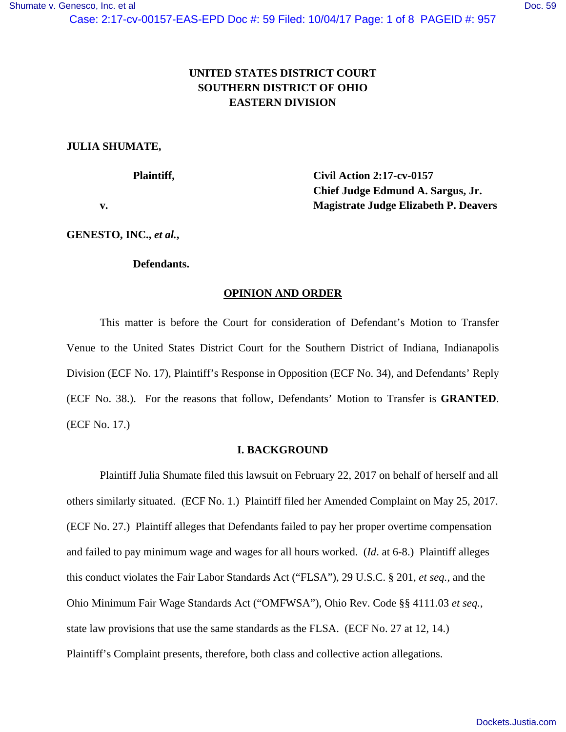**UNITED STATES DISTRICT COURT**
**SOUTHERN DISTRICT OF OHIO**
**EASTERN DIVISION**

**JULIA SHUMATE,**

**Plaintiff,**

**v.**

**Civil Action 2:17-cv-0157**
**Chief Judge Edmund A. Sargus, Jr.**
**Magistrate Judge Elizabeth P. Deavers**

**GENESTO, INC., *et al.*,**

**Defendants.**

**OPINION AND ORDER**

This matter is before the Court for consideration of Defendant's Motion to Transfer Venue to the United States District Court for the Southern District of Indiana, Indianapolis Division (ECF No. 17), Plaintiff's Response in Opposition (ECF No. 34), and Defendants' Reply (ECF No. 38.). For the reasons that follow, Defendants' Motion to Transfer is **GRANTED**. (ECF No. 17.)

## I. BACKGROUND

Plaintiff Julia Shumate filed this lawsuit on February 22, 2017 on behalf of herself and all others similarly situated. (ECF No. 1.) Plaintiff filed her Amended Complaint on May 25, 2017. (ECF No. 27.) Plaintiff alleges that Defendants failed to pay her proper overtime compensation and failed to pay minimum wage and wages for all hours worked. (*Id*. at 6-8.) Plaintiff alleges this conduct violates the Fair Labor Standards Act ("FLSA"), 29 U.S.C. § 201, *et seq.*, and the Ohio Minimum Fair Wage Standards Act ("OMFWSA"), Ohio Rev. Code §§ 4111.03 *et seq.*, state law provisions that use the same standards as the FLSA. (ECF No. 27 at 12, 14.) Plaintiff's Complaint presents, therefore, both class and collective action allegations.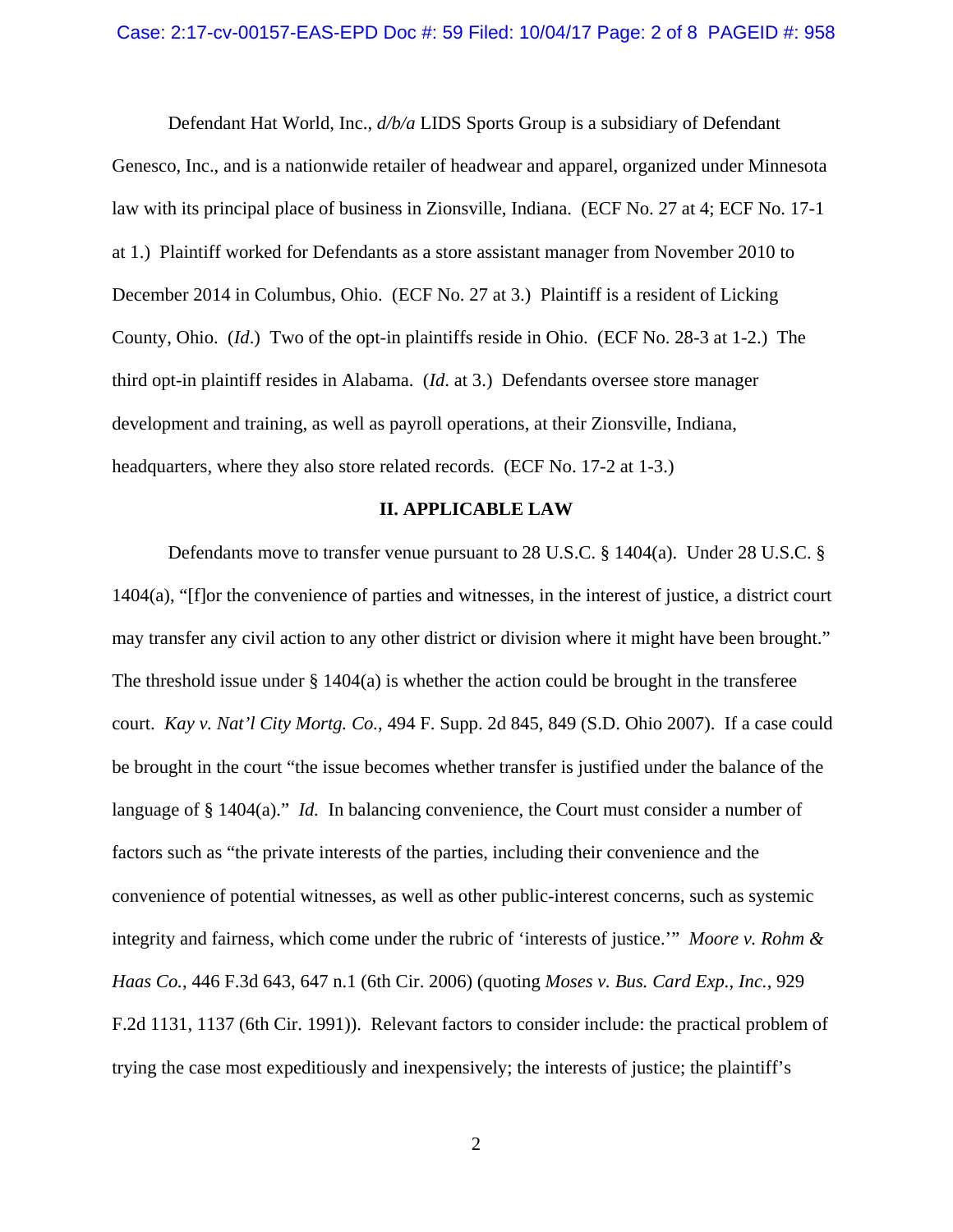Defendant Hat World, Inc., *d/b/a* LIDS Sports Group is a subsidiary of Defendant Genesco, Inc., and is a nationwide retailer of headwear and apparel, organized under Minnesota law with its principal place of business in Zionsville, Indiana. (ECF No. 27 at 4; ECF No. 17-1 at 1.) Plaintiff worked for Defendants as a store assistant manager from November 2010 to December 2014 in Columbus, Ohio. (ECF No. 27 at 3.) Plaintiff is a resident of Licking County, Ohio. (*Id*.) Two of the opt-in plaintiffs reside in Ohio. (ECF No. 28-3 at 1-2.) The third opt-in plaintiff resides in Alabama. (*Id*. at 3.) Defendants oversee store manager development and training, as well as payroll operations, at their Zionsville, Indiana, headquarters, where they also store related records. (ECF No. 17-2 at 1-3.)

## II. APPLICABLE LAW

Defendants move to transfer venue pursuant to 28 U.S.C. § 1404(a). Under 28 U.S.C. § 1404(a), "[f]or the convenience of parties and witnesses, in the interest of justice, a district court may transfer any civil action to any other district or division where it might have been brought." The threshold issue under § 1404(a) is whether the action could be brought in the transferee court. *Kay v. Nat'l City Mortg. Co.*, 494 F. Supp. 2d 845, 849 (S.D. Ohio 2007). If a case could be brought in the court "the issue becomes whether transfer is justified under the balance of the language of § 1404(a)." *Id.* In balancing convenience, the Court must consider a number of factors such as "the private interests of the parties, including their convenience and the convenience of potential witnesses, as well as other public-interest concerns, such as systemic integrity and fairness, which come under the rubric of 'interests of justice.'" *Moore v. Rohm & Haas Co.*, 446 F.3d 643, 647 n.1 (6th Cir. 2006) (quoting *Moses v. Bus. Card Exp., Inc.*, 929 F.2d 1131, 1137 (6th Cir. 1991)). Relevant factors to consider include: the practical problem of trying the case most expeditiously and inexpensively; the interests of justice; the plaintiff's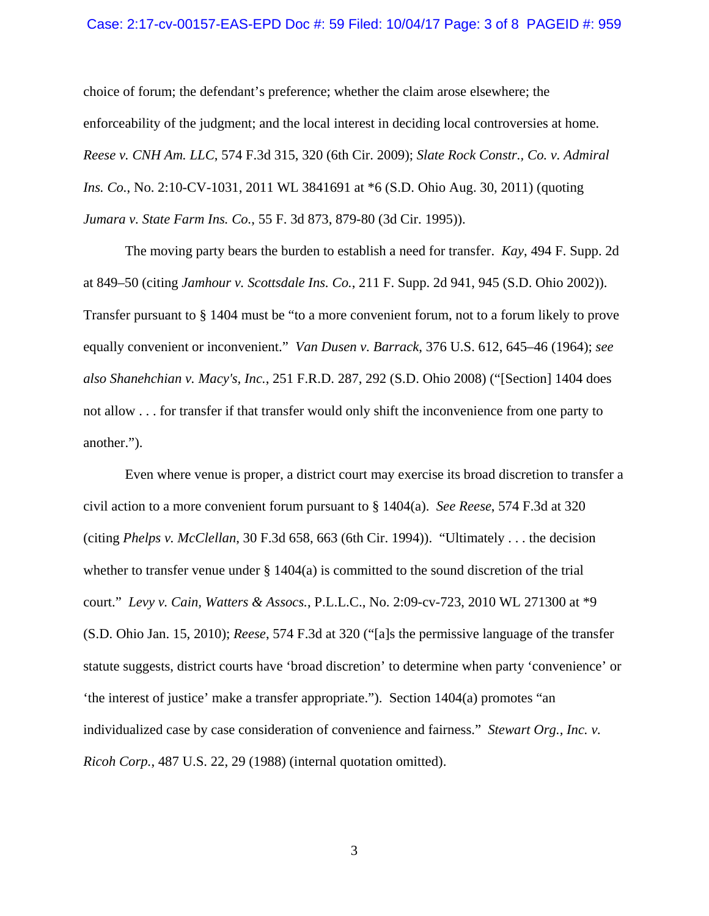choice of forum; the defendant's preference; whether the claim arose elsewhere; the enforceability of the judgment; and the local interest in deciding local controversies at home. *Reese v. CNH Am. LLC*, 574 F.3d 315, 320 (6th Cir. 2009); *Slate Rock Constr., Co. v. Admiral Ins. Co.*, No. 2:10-CV-1031, 2011 WL 3841691 at *6 (S.D. Ohio Aug. 30, 2011) (quoting *Jumara v. State Farm Ins. Co.*, 55 F. 3d 873, 879-80 (3d Cir. 1995)).

The moving party bears the burden to establish a need for transfer. *Kay*, 494 F. Supp. 2d at 849–50 (citing *Jamhour v. Scottsdale Ins. Co.*, 211 F. Supp. 2d 941, 945 (S.D. Ohio 2002)). Transfer pursuant to § 1404 must be "to a more convenient forum, not to a forum likely to prove equally convenient or inconvenient." *Van Dusen v. Barrack*, 376 U.S. 612, 645–46 (1964); *see also Shanehchian v. Macy's, Inc.*, 251 F.R.D. 287, 292 (S.D. Ohio 2008) ("[Section] 1404 does not allow . . . for transfer if that transfer would only shift the inconvenience from one party to another.").

Even where venue is proper, a district court may exercise its broad discretion to transfer a civil action to a more convenient forum pursuant to § 1404(a). *See Reese*, 574 F.3d at 320 (citing *Phelps v. McClellan*, 30 F.3d 658, 663 (6th Cir. 1994)). "Ultimately . . . the decision whether to transfer venue under § 1404(a) is committed to the sound discretion of the trial court." *Levy v. Cain, Watters & Assocs.*, P.L.L.C., No. 2:09-cv-723, 2010 WL 271300 at *9 (S.D. Ohio Jan. 15, 2010); *Reese*, 574 F.3d at 320 ("[a]s the permissive language of the transfer statute suggests, district courts have 'broad discretion' to determine when party 'convenience' or 'the interest of justice' make a transfer appropriate."). Section 1404(a) promotes "an individualized case by case consideration of convenience and fairness." *Stewart Org., Inc. v. Ricoh Corp.*, 487 U.S. 22, 29 (1988) (internal quotation omitted).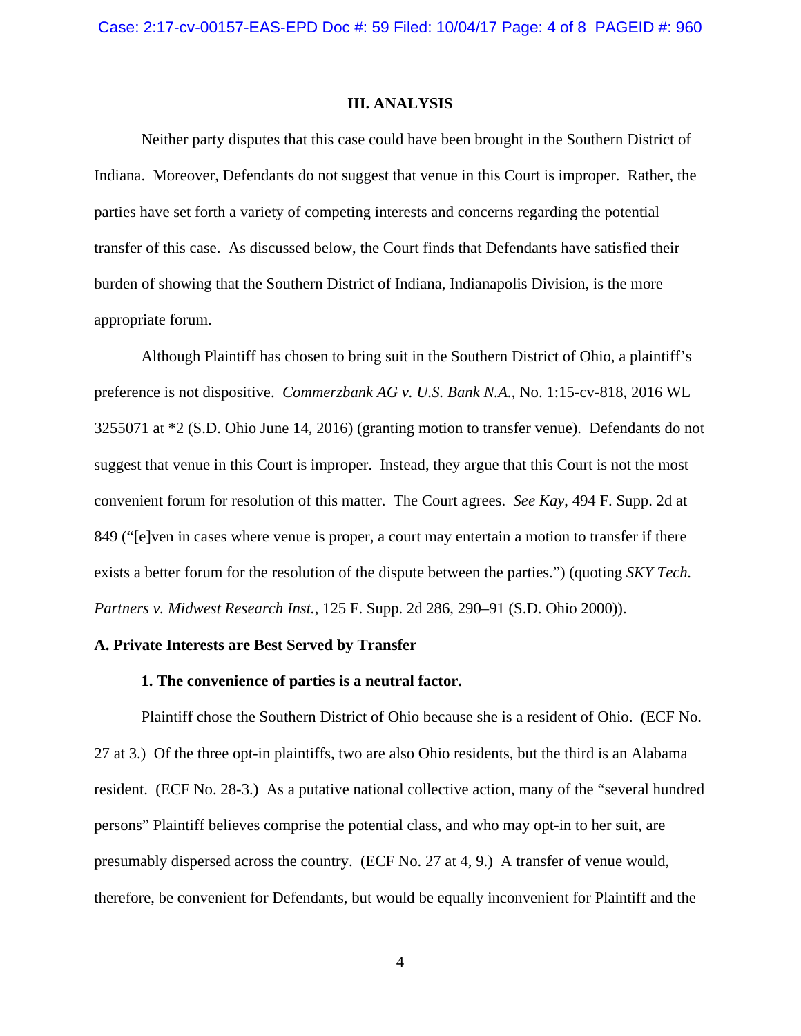## III. ANALYSIS

Neither party disputes that this case could have been brought in the Southern District of Indiana. Moreover, Defendants do not suggest that venue in this Court is improper. Rather, the parties have set forth a variety of competing interests and concerns regarding the potential transfer of this case. As discussed below, the Court finds that Defendants have satisfied their burden of showing that the Southern District of Indiana, Indianapolis Division, is the more appropriate forum.

Although Plaintiff has chosen to bring suit in the Southern District of Ohio, a plaintiff's preference is not dispositive. *Commerzbank AG v. U.S. Bank N.A.*, No. 1:15-cv-818, 2016 WL 3255071 at *2 (S.D. Ohio June 14, 2016) (granting motion to transfer venue). Defendants do not suggest that venue in this Court is improper. Instead, they argue that this Court is not the most convenient forum for resolution of this matter. The Court agrees. *See Kay*, 494 F. Supp. 2d at 849 ("[e]ven in cases where venue is proper, a court may entertain a motion to transfer if there exists a better forum for the resolution of the dispute between the parties.") (quoting *SKY Tech. Partners v. Midwest Research Inst.*, 125 F. Supp. 2d 286, 290–91 (S.D. Ohio 2000)).

### A. Private Interests are Best Served by Transfer

#### 1. The convenience of parties is a neutral factor.

Plaintiff chose the Southern District of Ohio because she is a resident of Ohio. (ECF No. 27 at 3.) Of the three opt-in plaintiffs, two are also Ohio residents, but the third is an Alabama resident. (ECF No. 28-3.) As a putative national collective action, many of the "several hundred persons" Plaintiff believes comprise the potential class, and who may opt-in to her suit, are presumably dispersed across the country. (ECF No. 27 at 4, 9.) A transfer of venue would, therefore, be convenient for Defendants, but would be equally inconvenient for Plaintiff and the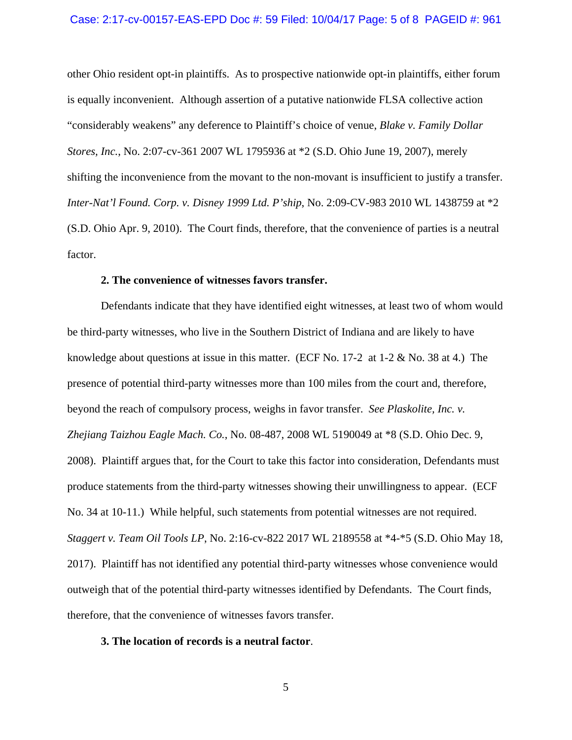other Ohio resident opt-in plaintiffs. As to prospective nationwide opt-in plaintiffs, either forum is equally inconvenient. Although assertion of a putative nationwide FLSA collective action "considerably weakens" any deference to Plaintiff's choice of venue, *Blake v. Family Dollar Stores, Inc.*, No. 2:07-cv-361 2007 WL 1795936 at *2 (S.D. Ohio June 19, 2007), merely shifting the inconvenience from the movant to the non-movant is insufficient to justify a transfer. *Inter-Nat'l Found. Corp. v. Disney 1999 Ltd. P'ship*, No. 2:09-CV-983 2010 WL 1438759 at *2 (S.D. Ohio Apr. 9, 2010). The Court finds, therefore, that the convenience of parties is a neutral factor.

**2. The convenience of witnesses favors transfer.**

Defendants indicate that they have identified eight witnesses, at least two of whom would be third-party witnesses, who live in the Southern District of Indiana and are likely to have knowledge about questions at issue in this matter. (ECF No. 17-2 at 1-2 & No. 38 at 4.) The presence of potential third-party witnesses more than 100 miles from the court and, therefore, beyond the reach of compulsory process, weighs in favor transfer. *See Plaskolite, Inc. v. Zhejiang Taizhou Eagle Mach. Co.*, No. 08-487, 2008 WL 5190049 at *8 (S.D. Ohio Dec. 9, 2008). Plaintiff argues that, for the Court to take this factor into consideration, Defendants must produce statements from the third-party witnesses showing their unwillingness to appear. (ECF No. 34 at 10-11.) While helpful, such statements from potential witnesses are not required. *Staggert v. Team Oil Tools LP*, No. 2:16-cv-822 2017 WL 2189558 at *4-*5 (S.D. Ohio May 18, 2017). Plaintiff has not identified any potential third-party witnesses whose convenience would outweigh that of the potential third-party witnesses identified by Defendants. The Court finds, therefore, that the convenience of witnesses favors transfer.

**3. The location of records is a neutral factor**.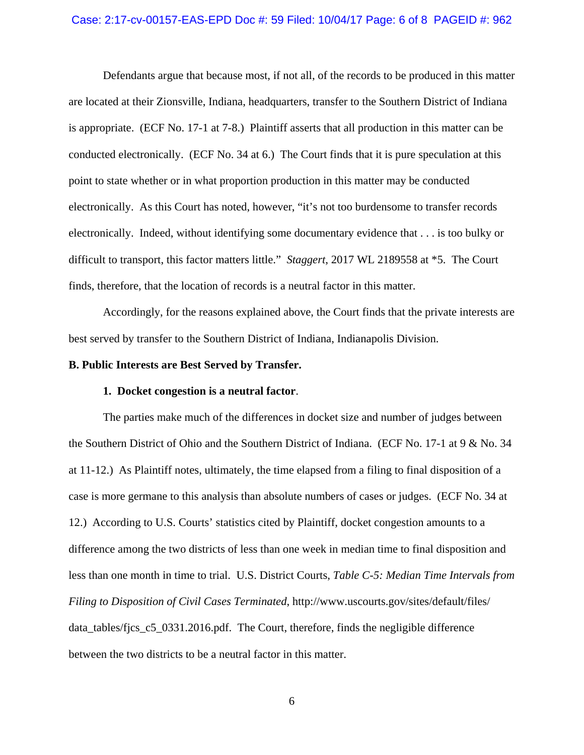Defendants argue that because most, if not all, of the records to be produced in this matter are located at their Zionsville, Indiana, headquarters, transfer to the Southern District of Indiana is appropriate. (ECF No. 17-1 at 7-8.) Plaintiff asserts that all production in this matter can be conducted electronically. (ECF No. 34 at 6.) The Court finds that it is pure speculation at this point to state whether or in what proportion production in this matter may be conducted electronically. As this Court has noted, however, "it's not too burdensome to transfer records electronically. Indeed, without identifying some documentary evidence that . . . is too bulky or difficult to transport, this factor matters little." *Staggert*, 2017 WL 2189558 at *5. The Court finds, therefore, that the location of records is a neutral factor in this matter.

Accordingly, for the reasons explained above, the Court finds that the private interests are best served by transfer to the Southern District of Indiana, Indianapolis Division.

**B. Public Interests are Best Served by Transfer.**

**1. Docket congestion is a neutral factor**.

The parties make much of the differences in docket size and number of judges between the Southern District of Ohio and the Southern District of Indiana. (ECF No. 17-1 at 9 & No. 34 at 11-12.) As Plaintiff notes, ultimately, the time elapsed from a filing to final disposition of a case is more germane to this analysis than absolute numbers of cases or judges. (ECF No. 34 at 12.) According to U.S. Courts' statistics cited by Plaintiff, docket congestion amounts to a difference among the two districts of less than one week in median time to final disposition and less than one month in time to trial. U.S. District Courts, *Table C-5: Median Time Intervals from Filing to Disposition of Civil Cases Terminated*, http://www.uscourts.gov/sites/default/files/data_tables/fjcs_c5_0331.2016.pdf. The Court, therefore, finds the negligible difference between the two districts to be a neutral factor in this matter.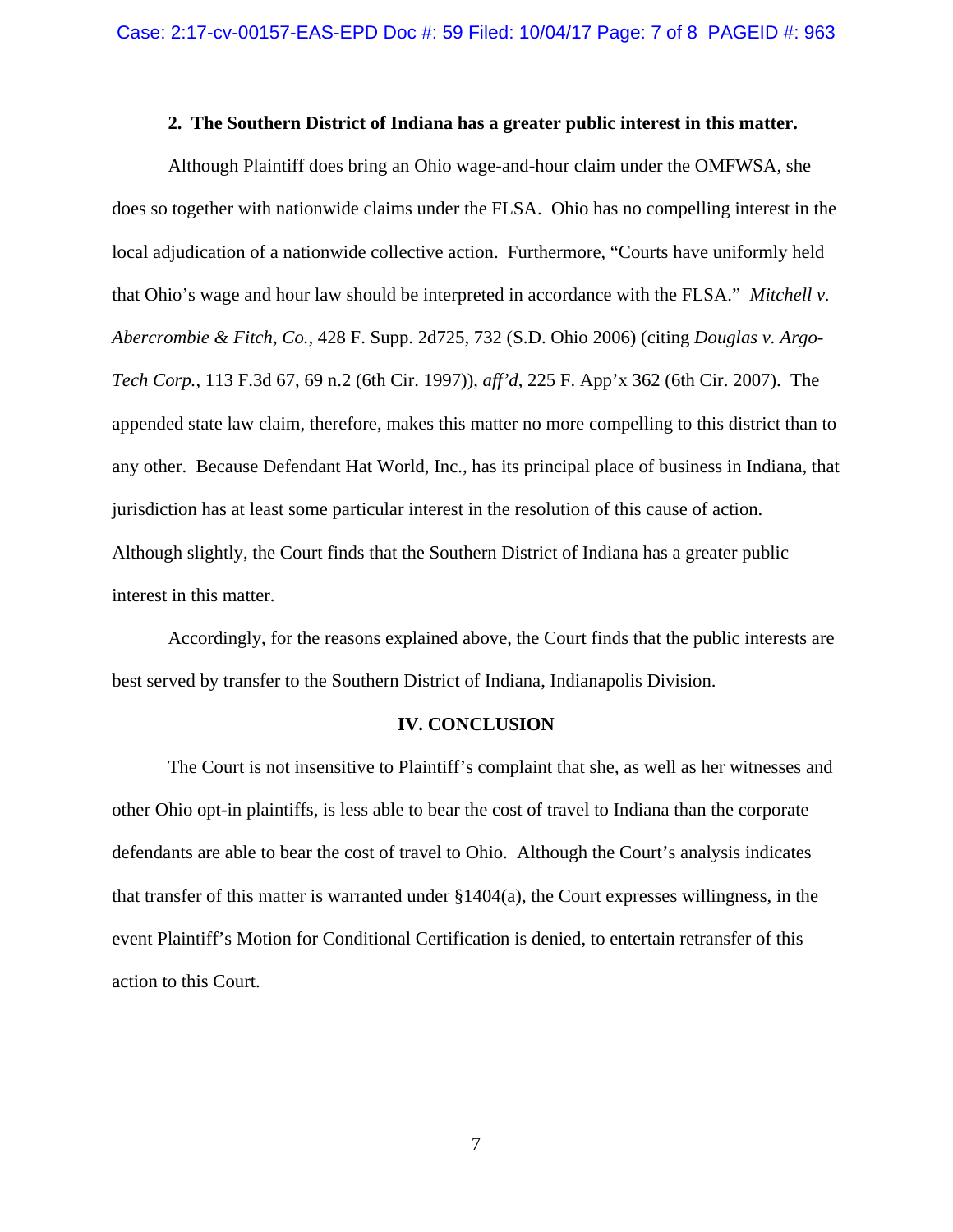**2. The Southern District of Indiana has a greater public interest in this matter.**

Although Plaintiff does bring an Ohio wage-and-hour claim under the OMFWSA, she does so together with nationwide claims under the FLSA. Ohio has no compelling interest in the local adjudication of a nationwide collective action. Furthermore, "Courts have uniformly held that Ohio's wage and hour law should be interpreted in accordance with the FLSA." *Mitchell v. Abercrombie & Fitch, Co.*, 428 F. Supp. 2d725, 732 (S.D. Ohio 2006) (citing *Douglas v. Argo-Tech Corp.*, 113 F.3d 67, 69 n.2 (6th Cir. 1997)), *aff'd*, 225 F. App'x 362 (6th Cir. 2007). The appended state law claim, therefore, makes this matter no more compelling to this district than to any other. Because Defendant Hat World, Inc., has its principal place of business in Indiana, that jurisdiction has at least some particular interest in the resolution of this cause of action. Although slightly, the Court finds that the Southern District of Indiana has a greater public interest in this matter.

Accordingly, for the reasons explained above, the Court finds that the public interests are best served by transfer to the Southern District of Indiana, Indianapolis Division.

## IV. CONCLUSION

The Court is not insensitive to Plaintiff's complaint that she, as well as her witnesses and other Ohio opt-in plaintiffs, is less able to bear the cost of travel to Indiana than the corporate defendants are able to bear the cost of travel to Ohio. Although the Court's analysis indicates that transfer of this matter is warranted under §1404(a), the Court expresses willingness, in the event Plaintiff's Motion for Conditional Certification is denied, to entertain retransfer of this action to this Court.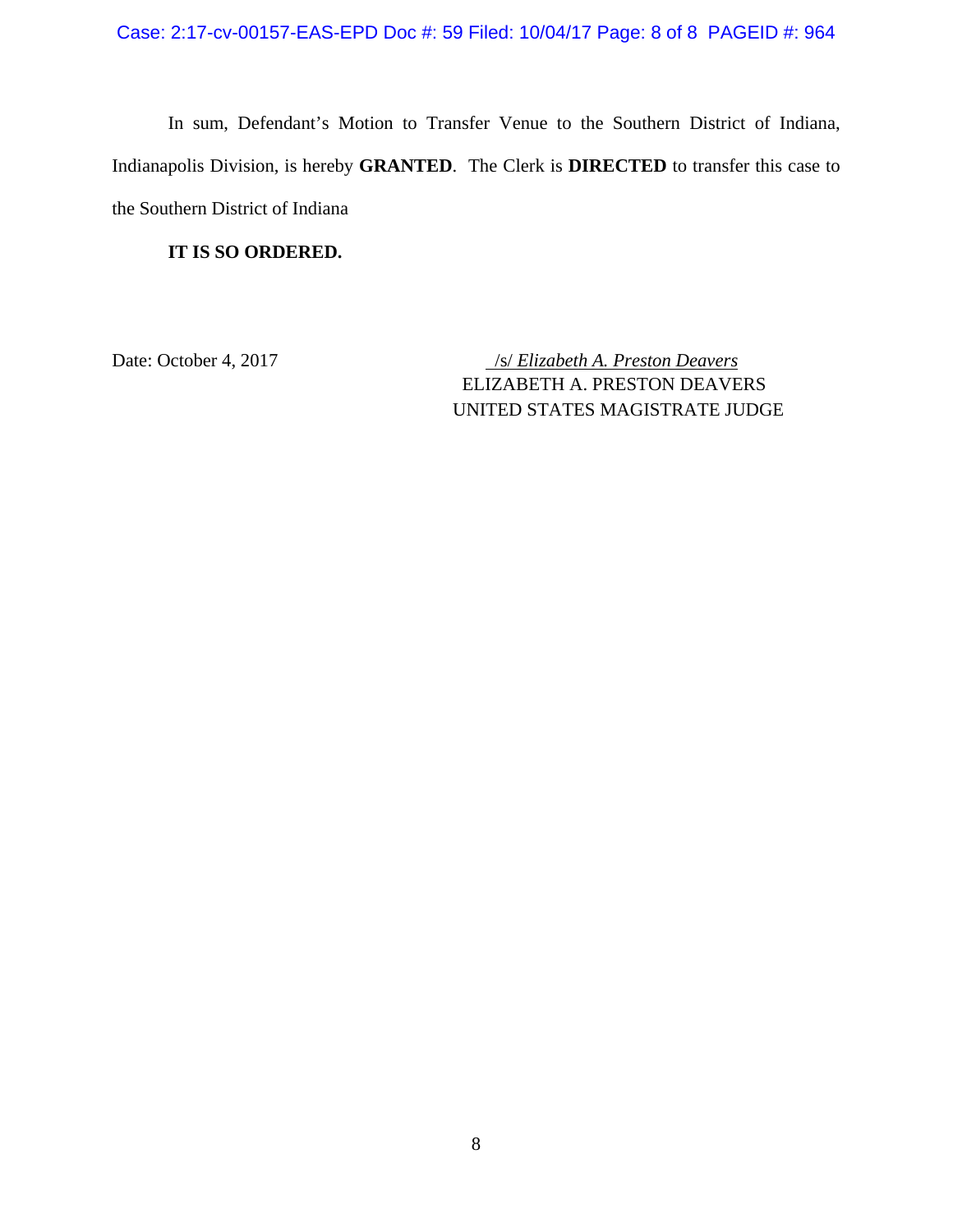In sum, Defendant's Motion to Transfer Venue to the Southern District of Indiana, Indianapolis Division, is hereby **GRANTED**. The Clerk is **DIRECTED** to transfer this case to the Southern District of Indiana

**IT IS SO ORDERED.**

Date: October 4, 2017

/s/ *Elizabeth A. Preston Deavers*
ELIZABETH A. PRESTON DEAVERS
UNITED STATES MAGISTRATE JUDGE